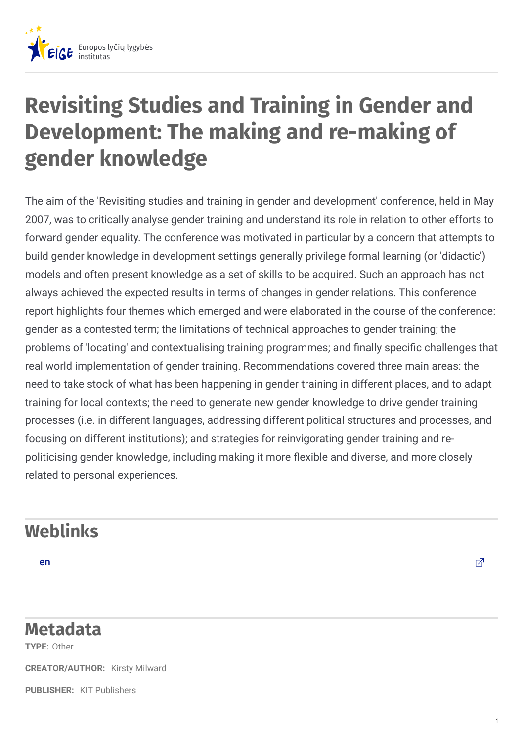Europos lyčių lygybės institutas

# Revisiting Studies and Training in Gender and Development: The making and re-making of gender knowledge

The aim of the 'Revisiting studies and training in gender and development' conference, held in May 2007, was to critically analyse gender training and understand its role in relation to other efforts to forward gender equality. The conference was motivated in particular by a concern that attempts to build gender knowledge in development settings generally privilege formal learning (or 'didactic') models and often present knowledge as a set of skills to be acquired. Such an approach has not always achieved the expected results in terms of changes in gender relations. This conference report highlights four themes which emerged and were elaborated in the course of the conference: gender as a contested term; the limitations of technical approaches to gender training; the problems of 'locating' and contextualising training programmes; and finally specific challenges that real world implementation of gender training. Recommendations covered three main areas: the need to take stock of what has been happening in gender training in different places, and to adapt training for local contexts; the need to generate new gender knowledge to drive gender training processes (i.e. in different languages, addressing different political structures and processes, and focusing on different institutions); and strategies for reinvigorating gender training and re-politicising gender knowledge, including making it more flexible and diverse, and more closely related to personal experiences.

## Weblinks

en

## Metadata

**TYPE:** Other

**CREATOR/AUTHOR:** Kirsty Milward

**PUBLISHER:** KIT Publishers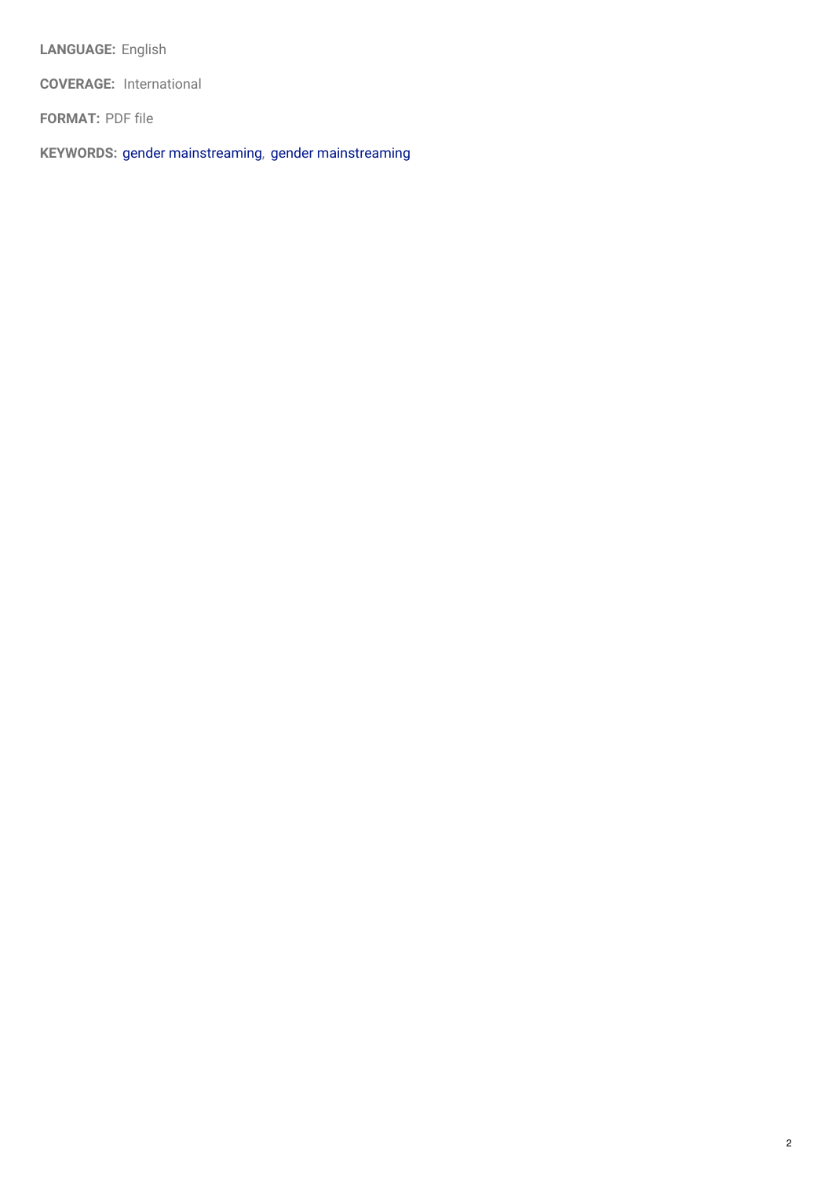**LANGUAGE:** English

**COVERAGE:** International

**FORMAT:** PDF file

**KEYWORDS:** gender mainstreaming, gender mainstreaming